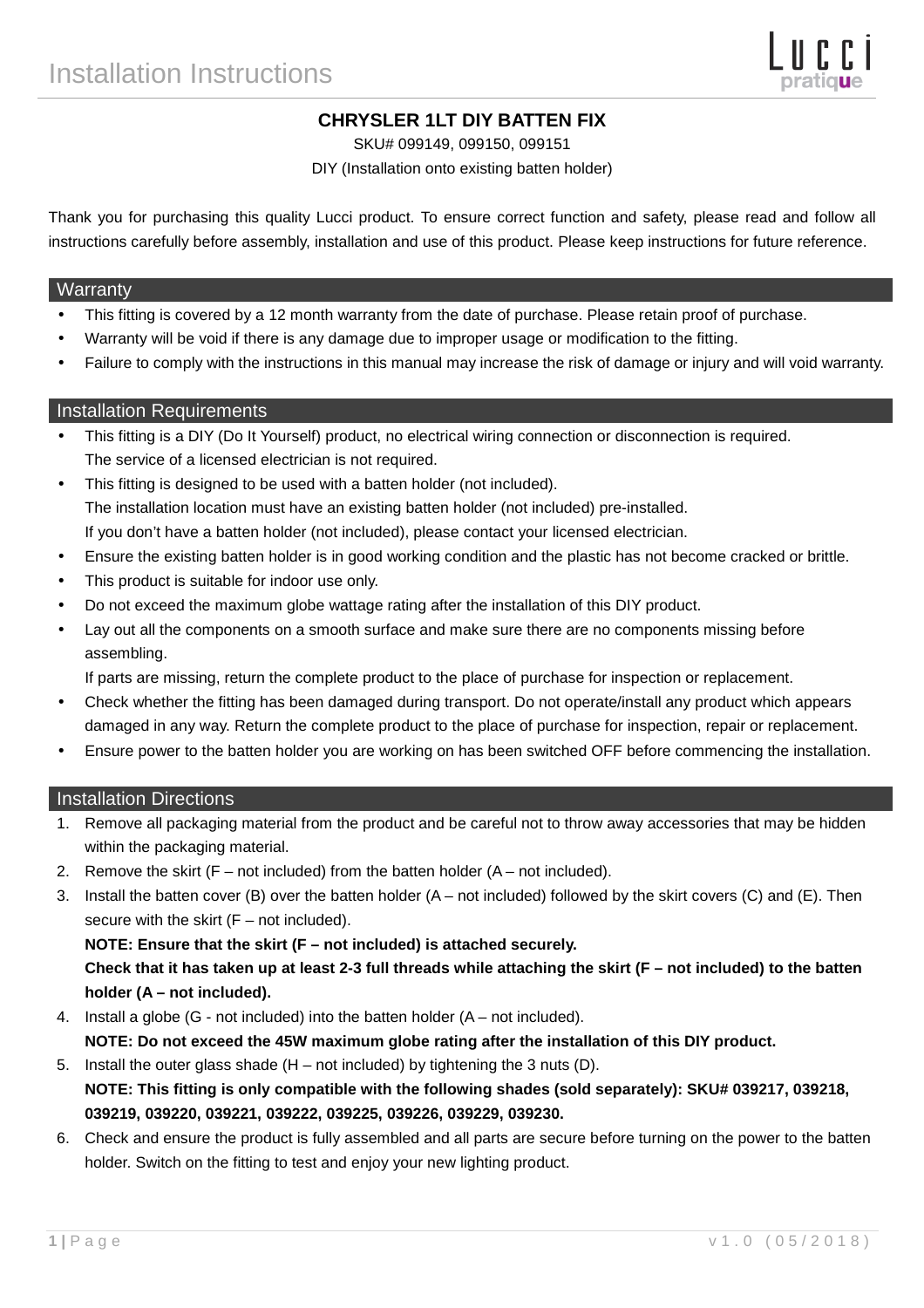# Installation Instructions

## CHRYSLER 1LT DIY BATTEN FIX

SKU# 099149, 099150, 099151

DIY (Installation onto existing batten holder)

Thank you for purchasing this quality Lucci product. To ensure correct function and safety, please read and follow all instructions carefully before assembly, installation and use of this product. Please keep instructions for future reference.

## Warranty

- This fitting is covered by a 12 month warranty from the date of purchase. Please retain proof of purchase.
- Warranty will be void if there is any damage due to improper usage or modification to the fitting.
- Failure to comply with the instructions in this manual may increase the risk of damage or injury and will void warranty.

## Installation Requirements

- This fitting is a DIY (Do It Yourself) product, no electrical wiring connection or disconnection is required. The service of a licensed electrician is not required.
- This fitting is designed to be used with a batten holder (not included). The installation location must have an existing batten holder (not included) pre-installed. If you don't have a batten holder (not included), please contact your licensed electrician.
- Ensure the existing batten holder is in good working condition and the plastic has not become cracked or brittle.
- This product is suitable for indoor use only.
- Do not exceed the maximum globe wattage rating after the installation of this DIY product.
- Lay out all the components on a smooth surface and make sure there are no components missing before assembling. If parts are missing, return the complete product to the place of purchase for inspection or replacement.
- Check whether the fitting has been damaged during transport. Do not operate/install any product which appears damaged in any way. Return the complete product to the place of purchase for inspection, repair or replacement.
- Ensure power to the batten holder you are working on has been switched OFF before commencing the installation.

## Installation Directions

1. Remove all packaging material from the product and be careful not to throw away accessories that may be hidden within the packaging material.
2. Remove the skirt (F – not included) from the batten holder (A – not included).
3. Install the batten cover (B) over the batten holder (A – not included) followed by the skirt covers (C) and (E). Then secure with the skirt (F – not included).
   **NOTE: Ensure that the skirt (F – not included) is attached securely.**
   **Check that it has taken up at least 2-3 full threads while attaching the skirt (F – not included) to the batten holder (A – not included).**
4. Install a globe (G - not included) into the batten holder (A – not included).
   **NOTE: Do not exceed the 45W maximum globe rating after the installation of this DIY product.**
5. Install the outer glass shade (H – not included) by tightening the 3 nuts (D).
   **NOTE: This fitting is only compatible with the following shades (sold separately): SKU# 039217, 039218, 039219, 039220, 039221, 039222, 039225, 039226, 039229, 039230.**
6. Check and ensure the product is fully assembled and all parts are secure before turning on the power to the batten holder. Switch on the fitting to test and enjoy your new lighting product.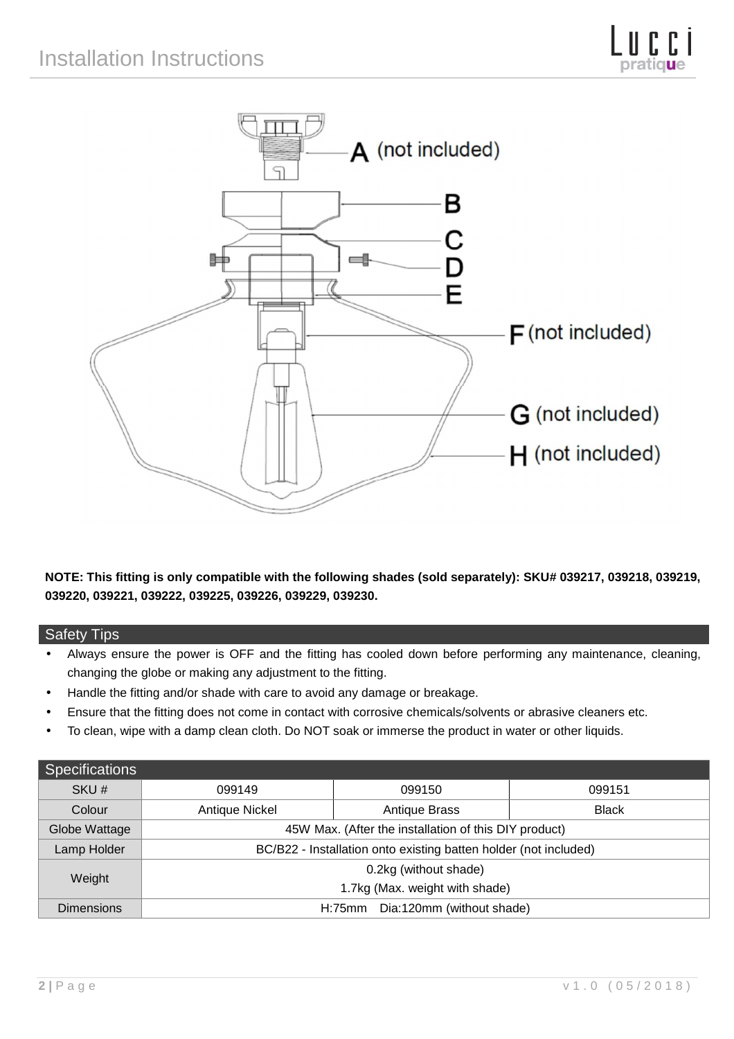# Installation Instructions

A (not included)

B

C

D

E

F (not included)

G (not included)

H (not included)

**NOTE: This fitting is only compatible with the following shades (sold separately): SKU# 039217, 039218, 039219, 039220, 039221, 039222, 039225, 039226, 039229, 039230.**

## Safety Tips

- Always ensure the power is OFF and the fitting has cooled down before performing any maintenance, cleaning, changing the globe or making any adjustment to the fitting.
- Handle the fitting and/or shade with care to avoid any damage or breakage.
- Ensure that the fitting does not come in contact with corrosive chemicals/solvents or abrasive cleaners etc.
- To clean, wipe with a damp clean cloth. Do NOT soak or immerse the product in water or other liquids.

## Specifications

| SKU # | 099149 | 099150 | 099151 |
|---|---|---|---|
| Colour | Antique Nickel | Antique Brass | Black |
| Globe Wattage | 45W Max. (After the installation of this DIY product) | | |
| Lamp Holder | BC/B22 - Installation onto existing batten holder (not included) | | |
| Weight | 0.2kg (without shade)<br>1.7kg (Max. weight with shade) | | |
| Dimensions | H:75mm Dia:120mm (without shade) | | |